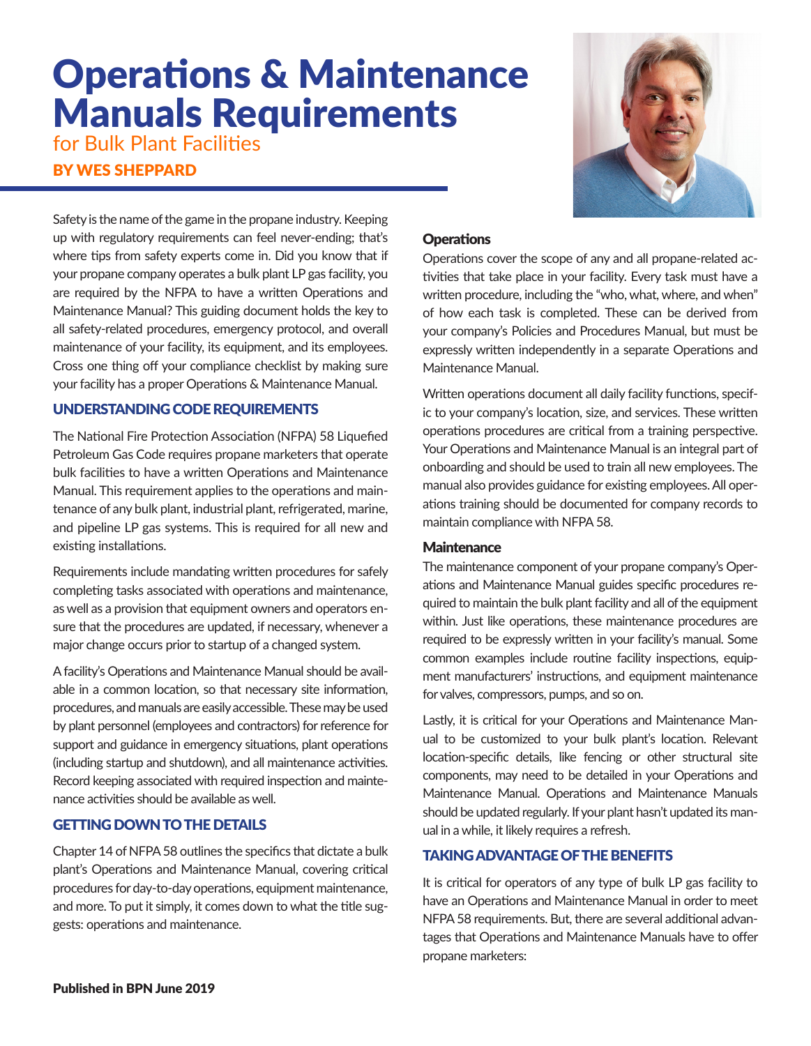# Operations & Maintenance Manuals Requirements

## for Bulk Plant Facilities

**BY WES SHEPPARD**

Safety is the name of the game in the propane industry. Keeping up with regulatory requirements can feel never-ending; that's where tips from safety experts come in. Did you know that if your propane company operates a bulk plant LP gas facility, you are required by the NFPA to have a written Operations and Maintenance Manual? This guiding document holds the key to all safety-related procedures, emergency protocol, and overall maintenance of your facility, its equipment, and its employees. Cross one thing off your compliance checklist by making sure your facility has a proper Operations & Maintenance Manual.

### UNDERSTANDING CODE REQUIREMENTS

The National Fire Protection Association (NFPA) 58 Liquefied Petroleum Gas Code requires propane marketers that operate bulk facilities to have a written Operations and Maintenance Manual. This requirement applies to the operations and maintenance of any bulk plant, industrial plant, refrigerated, marine, and pipeline LP gas systems. This is required for all new and existing installations.

Requirements include mandating written procedures for safely completing tasks associated with operations and maintenance, as well as a provision that equipment owners and operators ensure that the procedures are updated, if necessary, whenever a major change occurs prior to startup of a changed system.

A facility's Operations and Maintenance Manual should be available in a common location, so that necessary site information, procedures, and manuals are easily accessible. These may be used by plant personnel (employees and contractors) for reference for support and guidance in emergency situations, plant operations (including startup and shutdown), and all maintenance activities. Record keeping associated with required inspection and maintenance activities should be available as well.

### GETTING DOWN TO THE DETAILS

Chapter 14 of NFPA 58 outlines the specifics that dictate a bulk plant's Operations and Maintenance Manual, covering critical procedures for day-to-day operations, equipment maintenance, and more. To put it simply, it comes down to what the title suggests: operations and maintenance.

#### Operations

Operations cover the scope of any and all propane-related activities that take place in your facility. Every task must have a written procedure, including the "who, what, where, and when" of how each task is completed. These can be derived from your company's Policies and Procedures Manual, but must be expressly written independently in a separate Operations and Maintenance Manual.

Written operations document all daily facility functions, specific to your company's location, size, and services. These written operations procedures are critical from a training perspective. Your Operations and Maintenance Manual is an integral part of onboarding and should be used to train all new employees. The manual also provides guidance for existing employees. All operations training should be documented for company records to maintain compliance with NFPA 58.

#### Maintenance

The maintenance component of your propane company's Operations and Maintenance Manual guides specific procedures required to maintain the bulk plant facility and all of the equipment within. Just like operations, these maintenance procedures are required to be expressly written in your facility's manual. Some common examples include routine facility inspections, equipment manufacturers' instructions, and equipment maintenance for valves, compressors, pumps, and so on.

Lastly, it is critical for your Operations and Maintenance Manual to be customized to your bulk plant's location. Relevant location-specific details, like fencing or other structural site components, may need to be detailed in your Operations and Maintenance Manual. Operations and Maintenance Manuals should be updated regularly. If your plant hasn't updated its manual in a while, it likely requires a refresh.

### TAKING ADVANTAGE OF THE BENEFITS

It is critical for operators of any type of bulk LP gas facility to have an Operations and Maintenance Manual in order to meet NFPA 58 requirements. But, there are several additional advantages that Operations and Maintenance Manuals have to offer propane marketers:

**Published in BPN June 2019**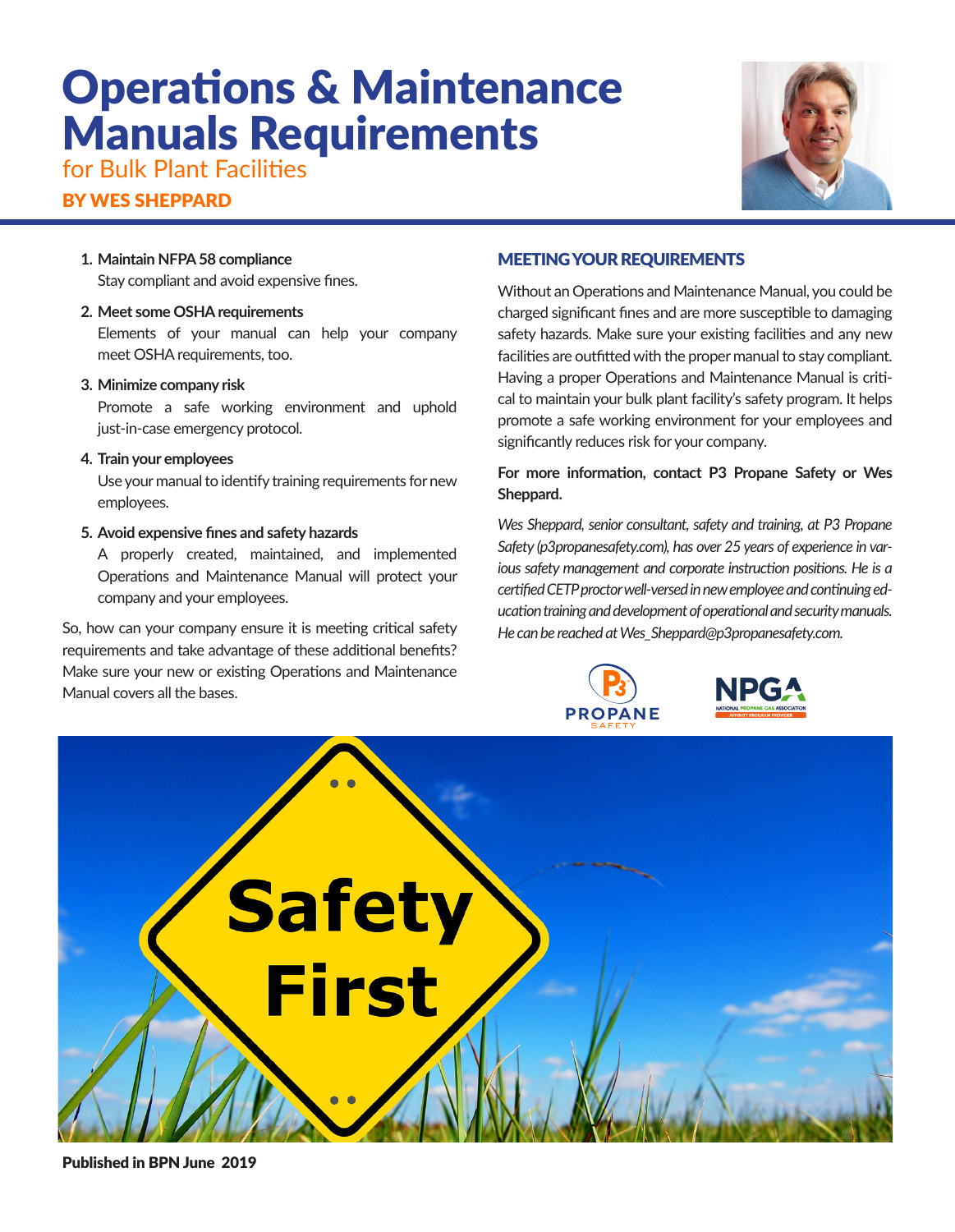# Operations & Maintenance Manuals Requirements

for Bulk Plant Facilities

**BY WES SHEPPARD**

1. **Maintain NFPA 58 compliance**
   Stay compliant and avoid expensive fines.
2. **Meet some OSHA requirements**
   Elements of your manual can help your company meet OSHA requirements, too.
3. **Minimize company risk**
   Promote a safe working environment and uphold just-in-case emergency protocol.
4. **Train your employees**
   Use your manual to identify training requirements for new employees.
5. **Avoid expensive fines and safety hazards**
   A properly created, maintained, and implemented Operations and Maintenance Manual will protect your company and your employees.

So, how can your company ensure it is meeting critical safety requirements and take advantage of these additional benefits? Make sure your new or existing Operations and Maintenance Manual covers all the bases.

## MEETING YOUR REQUIREMENTS

Without an Operations and Maintenance Manual, you could be charged significant fines and are more susceptible to damaging safety hazards. Make sure your existing facilities and any new facilities are outfitted with the proper manual to stay compliant. Having a proper Operations and Maintenance Manual is critical to maintain your bulk plant facility's safety program. It helps promote a safe working environment for your employees and significantly reduces risk for your company.

**For more information, contact P3 Propane Safety or Wes Sheppard.**

*Wes Sheppard, senior consultant, safety and training, at P3 Propane Safety (p3propanesafety.com), has over 25 years of experience in various safety management and corporate instruction positions. He is a certified CETP proctor well-versed in new employee and continuing education training and development of operational and security manuals. He can be reached at Wes_Sheppard@p3propanesafety.com.*

**Published in BPN June 2019**